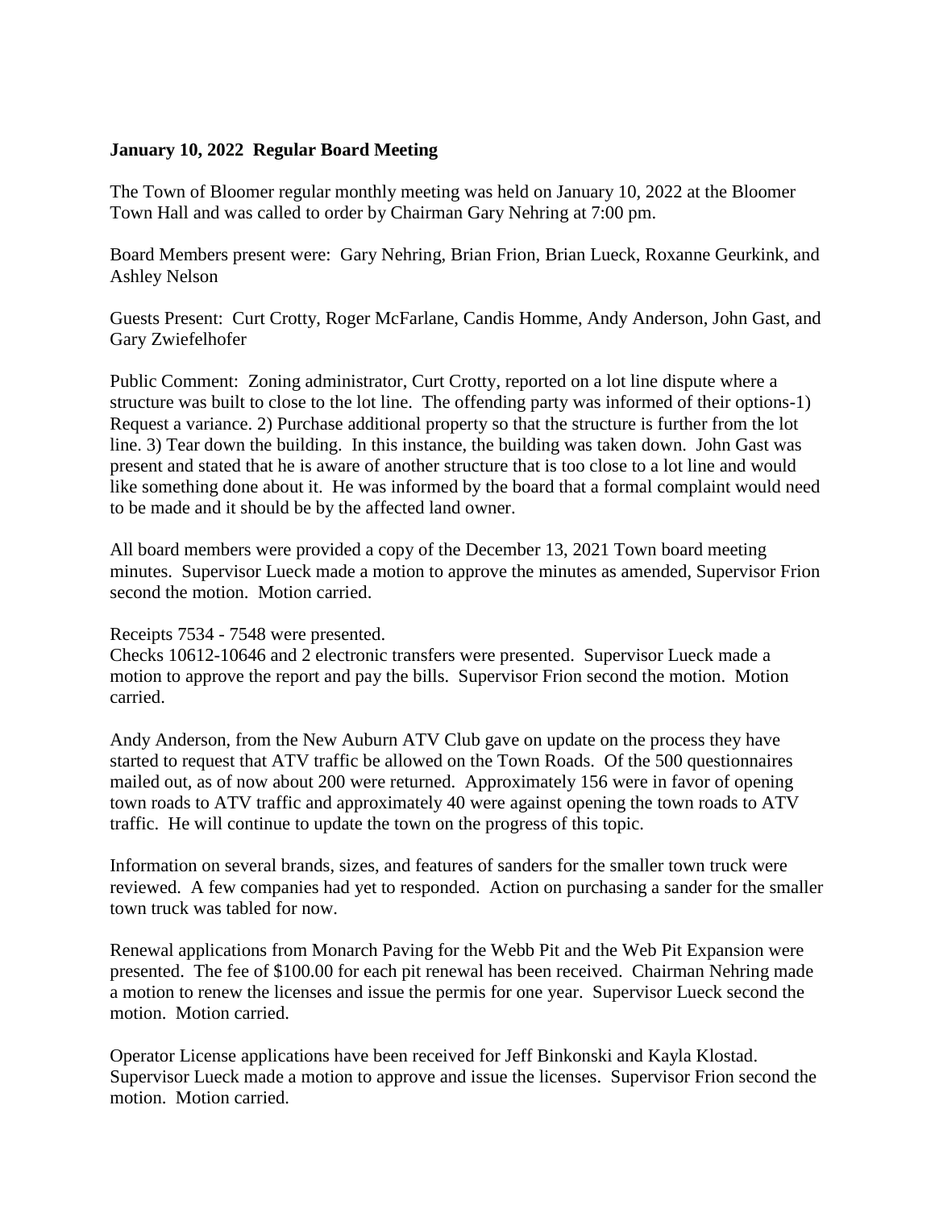**January 10, 2022 Regular Board Meeting**

The Town of Bloomer regular monthly meeting was held on January 10, 2022 at the Bloomer Town Hall and was called to order by Chairman Gary Nehring at 7:00 pm.

Board Members present were: Gary Nehring, Brian Frion, Brian Lueck, Roxanne Geurkink, and Ashley Nelson

Guests Present: Curt Crotty, Roger McFarlane, Candis Homme, Andy Anderson, John Gast, and Gary Zwiefelhofer

Public Comment: Zoning administrator, Curt Crotty, reported on a lot line dispute where a structure was built to close to the lot line. The offending party was informed of their options-1) Request a variance. 2) Purchase additional property so that the structure is further from the lot line. 3) Tear down the building. In this instance, the building was taken down. John Gast was present and stated that he is aware of another structure that is too close to a lot line and would like something done about it. He was informed by the board that a formal complaint would need to be made and it should be by the affected land owner.

All board members were provided a copy of the December 13, 2021 Town board meeting minutes. Supervisor Lueck made a motion to approve the minutes as amended, Supervisor Frion second the motion. Motion carried.

Receipts 7534 - 7548 were presented.
Checks 10612-10646 and 2 electronic transfers were presented. Supervisor Lueck made a motion to approve the report and pay the bills. Supervisor Frion second the motion. Motion carried.

Andy Anderson, from the New Auburn ATV Club gave on update on the process they have started to request that ATV traffic be allowed on the Town Roads. Of the 500 questionnaires mailed out, as of now about 200 were returned. Approximately 156 were in favor of opening town roads to ATV traffic and approximately 40 were against opening the town roads to ATV traffic. He will continue to update the town on the progress of this topic.

Information on several brands, sizes, and features of sanders for the smaller town truck were reviewed. A few companies had yet to responded. Action on purchasing a sander for the smaller town truck was tabled for now.

Renewal applications from Monarch Paving for the Webb Pit and the Web Pit Expansion were presented. The fee of $100.00 for each pit renewal has been received. Chairman Nehring made a motion to renew the licenses and issue the permis for one year. Supervisor Lueck second the motion. Motion carried.

Operator License applications have been received for Jeff Binkonski and Kayla Klostad. Supervisor Lueck made a motion to approve and issue the licenses. Supervisor Frion second the motion. Motion carried.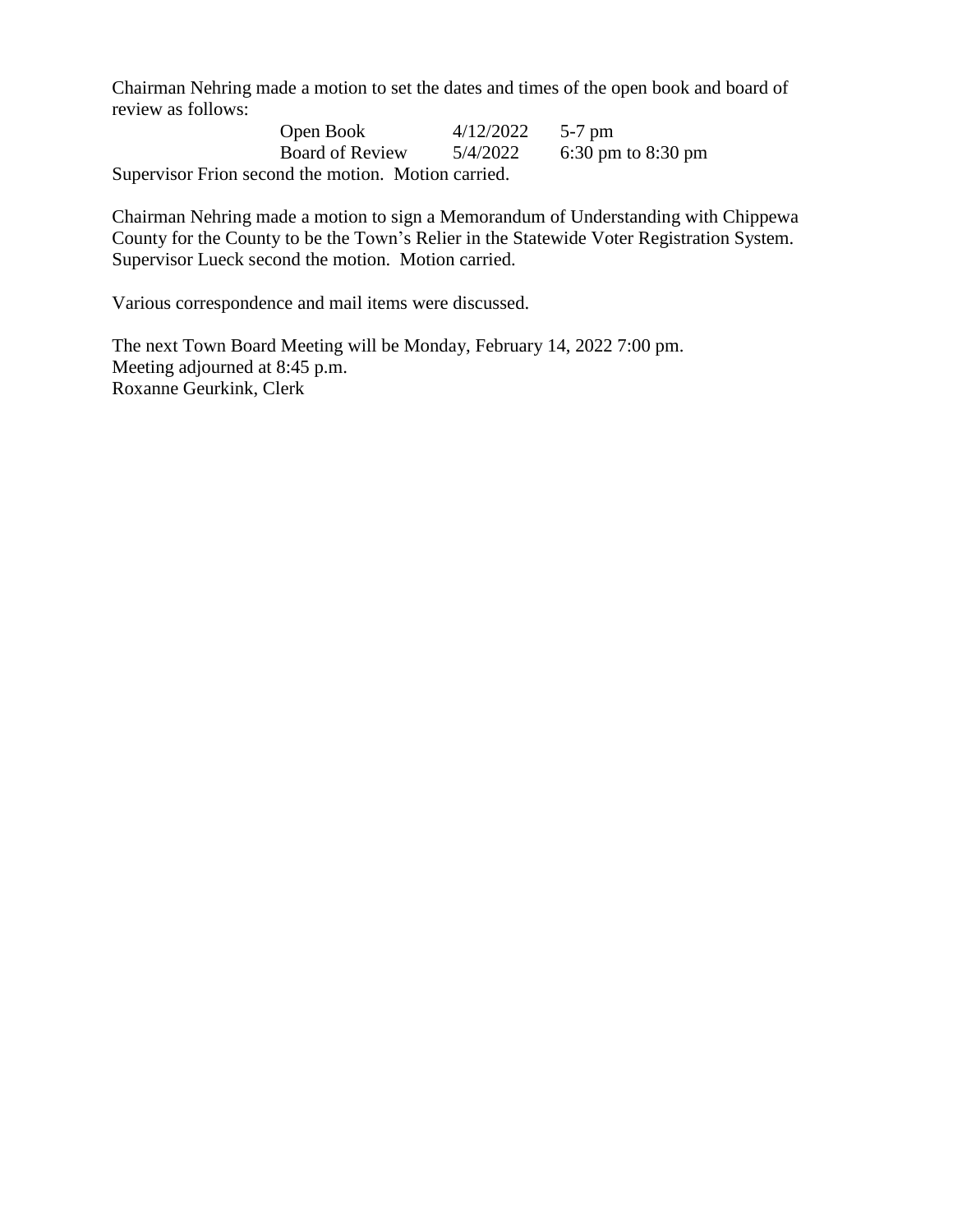Chairman Nehring made a motion to set the dates and times of the open book and board of review as follows:

| | | |
|---|---|---|
| Open Book | 4/12/2022 | 5-7 pm |
| Board of Review | 5/4/2022 | 6:30 pm to 8:30 pm |

Supervisor Frion second the motion. Motion carried.

Chairman Nehring made a motion to sign a Memorandum of Understanding with Chippewa County for the County to be the Town's Relier in the Statewide Voter Registration System. Supervisor Lueck second the motion. Motion carried.

Various correspondence and mail items were discussed.

The next Town Board Meeting will be Monday, February 14, 2022 7:00 pm.
Meeting adjourned at 8:45 p.m.
Roxanne Geurkink, Clerk